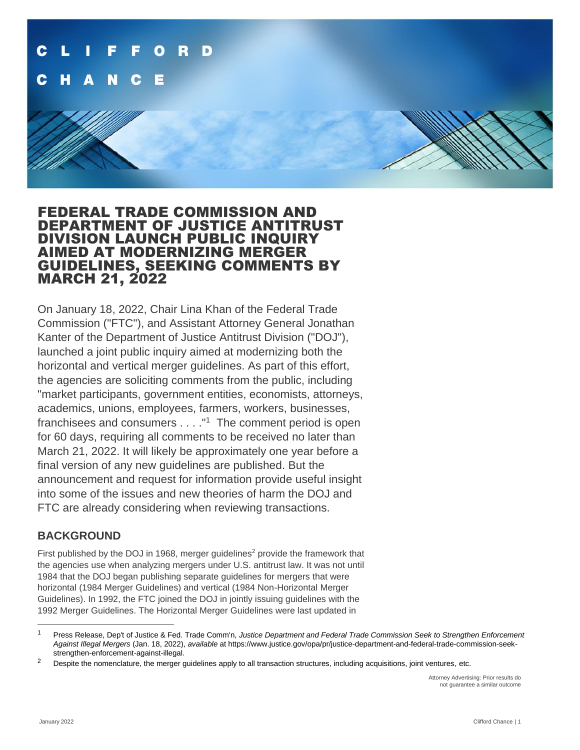# FEDERAL TRADE COMMISSION AND DEPARTMENT OF JUSTICE ANTITRUST DIVISION LAUNCH PUBLIC INQUIRY AIMED AT MODERNIZING MERGER GUIDELINES, SEEKING COMMENTS BY MARCH 21, 2022

On January 18, 2022, Chair Lina Khan of the Federal Trade Commission ("FTC"), and Assistant Attorney General Jonathan Kanter of the Department of Justice Antitrust Division ("DOJ"), launched a joint public inquiry aimed at modernizing both the horizontal and vertical merger guidelines. As part of this effort, the agencies are soliciting comments from the public, including "market participants, government entities, economists, attorneys, academics, unions, employees, farmers, workers, businesses, franchisees and consumers . . . ."[1] The comment period is open for 60 days, requiring all comments to be received no later than March 21, 2022. It will likely be approximately one year before a final version of any new guidelines are published. But the announcement and request for information provide useful insight into some of the issues and new theories of harm the DOJ and FTC are already considering when reviewing transactions.

## BACKGROUND

First published by the DOJ in 1968, merger guidelines[2] provide the framework that the agencies use when analyzing mergers under U.S. antitrust law. It was not until 1984 that the DOJ began publishing separate guidelines for mergers that were horizontal (1984 Merger Guidelines) and vertical (1984 Non-Horizontal Merger Guidelines). In 1992, the FTC joined the DOJ in jointly issuing guidelines with the 1992 Merger Guidelines. The Horizontal Merger Guidelines were last updated in

---

[1] Press Release, Dep't of Justice & Fed. Trade Comm'n, *Justice Department and Federal Trade Commission Seek to Strengthen Enforcement Against Illegal Mergers* (Jan. 18, 2022), *available* at https://www.justice.gov/opa/pr/justice-department-and-federal-trade-commission-seek-strengthen-enforcement-against-illegal.

[2] Despite the nomenclature, the merger guidelines apply to all transaction structures, including acquisitions, joint ventures, etc.

Attorney Advertising: Prior results do not guarantee a similar outcome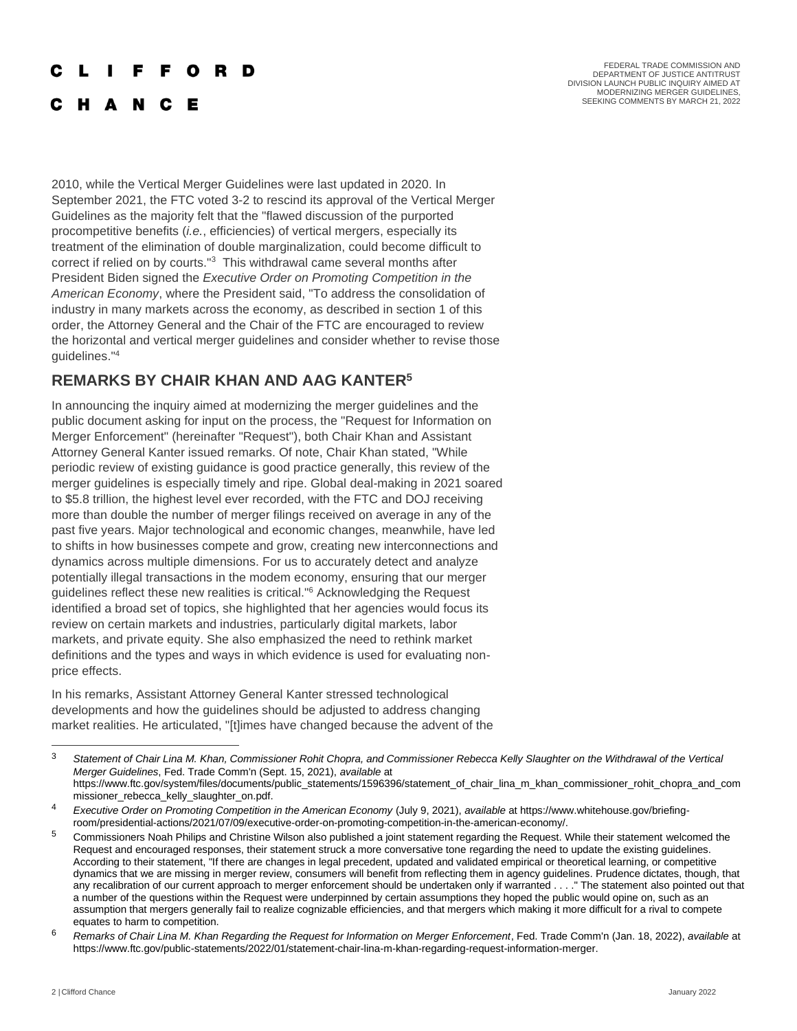2010, while the Vertical Merger Guidelines were last updated in 2020. In September 2021, the FTC voted 3-2 to rescind its approval of the Vertical Merger Guidelines as the majority felt that the "flawed discussion of the purported procompetitive benefits (*i.e.*, efficiencies) of vertical mergers, especially its treatment of the elimination of double marginalization, could become difficult to correct if relied on by courts."[3] This withdrawal came several months after President Biden signed the *Executive Order on Promoting Competition in the American Economy*, where the President said, "To address the consolidation of industry in many markets across the economy, as described in section 1 of this order, the Attorney General and the Chair of the FTC are encouraged to review the horizontal and vertical merger guidelines and consider whether to revise those guidelines."[4]

## REMARKS BY CHAIR KHAN AND AAG KANTER[5]

In announcing the inquiry aimed at modernizing the merger guidelines and the public document asking for input on the process, the "Request for Information on Merger Enforcement" (hereinafter "Request"), both Chair Khan and Assistant Attorney General Kanter issued remarks. Of note, Chair Khan stated, "While periodic review of existing guidance is good practice generally, this review of the merger guidelines is especially timely and ripe. Global deal-making in 2021 soared to $5.8 trillion, the highest level ever recorded, with the FTC and DOJ receiving more than double the number of merger filings received on average in any of the past five years. Major technological and economic changes, meanwhile, have led to shifts in how businesses compete and grow, creating new interconnections and dynamics across multiple dimensions. For us to accurately detect and analyze potentially illegal transactions in the modem economy, ensuring that our merger guidelines reflect these new realities is critical."[6] Acknowledging the Request identified a broad set of topics, she highlighted that her agencies would focus its review on certain markets and industries, particularly digital markets, labor markets, and private equity. She also emphasized the need to rethink market definitions and the types and ways in which evidence is used for evaluating non-price effects.

In his remarks, Assistant Attorney General Kanter stressed technological developments and how the guidelines should be adjusted to address changing market realities. He articulated, "[t]imes have changed because the advent of the

---

[3] *Statement of Chair Lina M. Khan, Commissioner Rohit Chopra, and Commissioner Rebecca Kelly Slaughter on the Withdrawal of the Vertical Merger Guidelines*, Fed. Trade Comm'n (Sept. 15, 2021), *available* at https://www.ftc.gov/system/files/documents/public_statements/1596396/statement_of_chair_lina_m_khan_commissioner_rohit_chopra_and_commissioner_rebecca_kelly_slaughter_on.pdf.

[4] *Executive Order on Promoting Competition in the American Economy* (July 9, 2021), *available* at https://www.whitehouse.gov/briefing-room/presidential-actions/2021/07/09/executive-order-on-promoting-competition-in-the-american-economy/.

[5] Commissioners Noah Philips and Christine Wilson also published a joint statement regarding the Request. While their statement welcomed the Request and encouraged responses, their statement struck a more conversative tone regarding the need to update the existing guidelines. According to their statement, "If there are changes in legal precedent, updated and validated empirical or theoretical learning, or competitive dynamics that we are missing in merger review, consumers will benefit from reflecting them in agency guidelines. Prudence dictates, though, that any recalibration of our current approach to merger enforcement should be undertaken only if warranted . . . ." The statement also pointed out that a number of the questions within the Request were underpinned by certain assumptions they hoped the public would opine on, such as an assumption that mergers generally fail to realize cognizable efficiencies, and that mergers which making it more difficult for a rival to compete equates to harm to competition.

[6] *Remarks of Chair Lina M. Khan Regarding the Request for Information on Merger Enforcement*, Fed. Trade Comm'n (Jan. 18, 2022), *available* at https://www.ftc.gov/public-statements/2022/01/statement-chair-lina-m-khan-regarding-request-information-merger.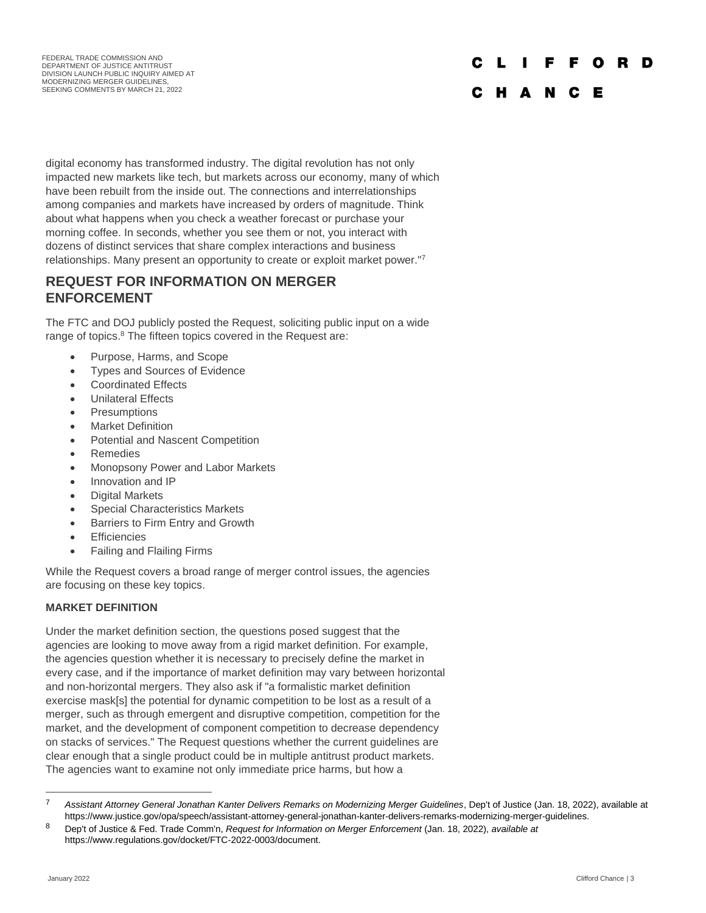digital economy has transformed industry. The digital revolution has not only impacted new markets like tech, but markets across our economy, many of which have been rebuilt from the inside out. The connections and interrelationships among companies and markets have increased by orders of magnitude. Think about what happens when you check a weather forecast or purchase your morning coffee. In seconds, whether you see them or not, you interact with dozens of distinct services that share complex interactions and business relationships. Many present an opportunity to create or exploit market power."[7]

## REQUEST FOR INFORMATION ON MERGER ENFORCEMENT

The FTC and DOJ publicly posted the Request, soliciting public input on a wide range of topics.[8] The fifteen topics covered in the Request are:

- Purpose, Harms, and Scope
- Types and Sources of Evidence
- Coordinated Effects
- Unilateral Effects
- Presumptions
- Market Definition
- Potential and Nascent Competition
- Remedies
- Monopsony Power and Labor Markets
- Innovation and IP
- Digital Markets
- Special Characteristics Markets
- Barriers to Firm Entry and Growth
- Efficiencies
- Failing and Flailing Firms

While the Request covers a broad range of merger control issues, the agencies are focusing on these key topics.

### MARKET DEFINITION

Under the market definition section, the questions posed suggest that the agencies are looking to move away from a rigid market definition. For example, the agencies question whether it is necessary to precisely define the market in every case, and if the importance of market definition may vary between horizontal and non-horizontal mergers. They also ask if "a formalistic market definition exercise mask[s] the potential for dynamic competition to be lost as a result of a merger, such as through emergent and disruptive competition, competition for the market, and the development of component competition to decrease dependency on stacks of services." The Request questions whether the current guidelines are clear enough that a single product could be in multiple antitrust product markets. The agencies want to examine not only immediate price harms, but how a

---

[7] *Assistant Attorney General Jonathan Kanter Delivers Remarks on Modernizing Merger Guidelines*, Dep't of Justice (Jan. 18, 2022), available at https://www.justice.gov/opa/speech/assistant-attorney-general-jonathan-kanter-delivers-remarks-modernizing-merger-guidelines.

[8] Dep't of Justice & Fed. Trade Comm'n, *Request for Information on Merger Enforcement* (Jan. 18, 2022), *available at* https://www.regulations.gov/docket/FTC-2022-0003/document.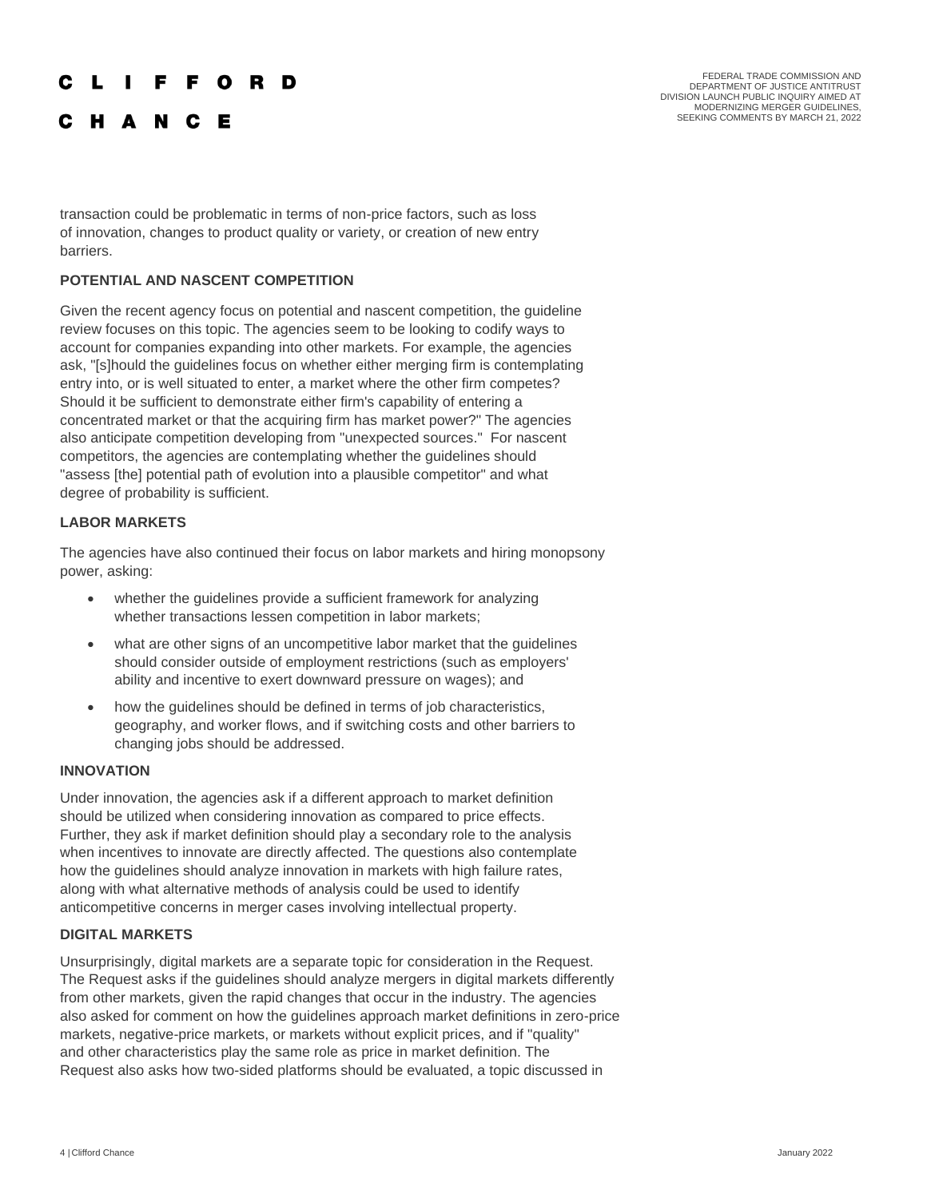transaction could be problematic in terms of non-price factors, such as loss of innovation, changes to product quality or variety, or creation of new entry barriers.

**POTENTIAL AND NASCENT COMPETITION**

Given the recent agency focus on potential and nascent competition, the guideline review focuses on this topic. The agencies seem to be looking to codify ways to account for companies expanding into other markets. For example, the agencies ask, "[s]hould the guidelines focus on whether either merging firm is contemplating entry into, or is well situated to enter, a market where the other firm competes? Should it be sufficient to demonstrate either firm's capability of entering a concentrated market or that the acquiring firm has market power?" The agencies also anticipate competition developing from "unexpected sources." For nascent competitors, the agencies are contemplating whether the guidelines should "assess [the] potential path of evolution into a plausible competitor" and what degree of probability is sufficient.

**LABOR MARKETS**

The agencies have also continued their focus on labor markets and hiring monopsony power, asking:

- whether the guidelines provide a sufficient framework for analyzing whether transactions lessen competition in labor markets;
- what are other signs of an uncompetitive labor market that the guidelines should consider outside of employment restrictions (such as employers' ability and incentive to exert downward pressure on wages); and
- how the guidelines should be defined in terms of job characteristics, geography, and worker flows, and if switching costs and other barriers to changing jobs should be addressed.

**INNOVATION**

Under innovation, the agencies ask if a different approach to market definition should be utilized when considering innovation as compared to price effects. Further, they ask if market definition should play a secondary role to the analysis when incentives to innovate are directly affected. The questions also contemplate how the guidelines should analyze innovation in markets with high failure rates, along with what alternative methods of analysis could be used to identify anticompetitive concerns in merger cases involving intellectual property.

**DIGITAL MARKETS**

Unsurprisingly, digital markets are a separate topic for consideration in the Request. The Request asks if the guidelines should analyze mergers in digital markets differently from other markets, given the rapid changes that occur in the industry. The agencies also asked for comment on how the guidelines approach market definitions in zero-price markets, negative-price markets, or markets without explicit prices, and if "quality" and other characteristics play the same role as price in market definition. The Request also asks how two-sided platforms should be evaluated, a topic discussed in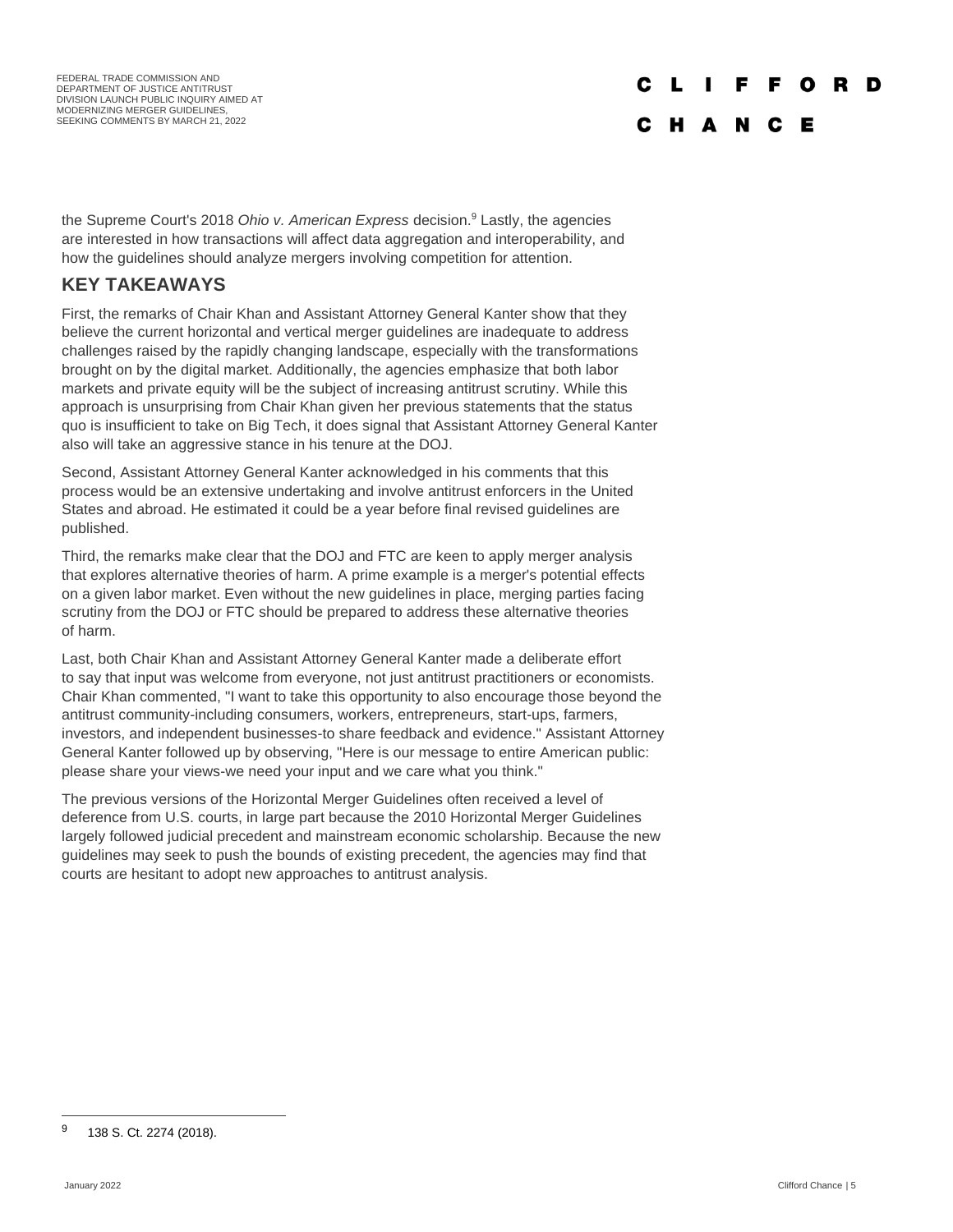the Supreme Court's 2018 *Ohio v. American Express* decision.[9] Lastly, the agencies are interested in how transactions will affect data aggregation and interoperability, and how the guidelines should analyze mergers involving competition for attention.

## KEY TAKEAWAYS

First, the remarks of Chair Khan and Assistant Attorney General Kanter show that they believe the current horizontal and vertical merger guidelines are inadequate to address challenges raised by the rapidly changing landscape, especially with the transformations brought on by the digital market. Additionally, the agencies emphasize that both labor markets and private equity will be the subject of increasing antitrust scrutiny. While this approach is unsurprising from Chair Khan given her previous statements that the status quo is insufficient to take on Big Tech, it does signal that Assistant Attorney General Kanter also will take an aggressive stance in his tenure at the DOJ.

Second, Assistant Attorney General Kanter acknowledged in his comments that this process would be an extensive undertaking and involve antitrust enforcers in the United States and abroad. He estimated it could be a year before final revised guidelines are published.

Third, the remarks make clear that the DOJ and FTC are keen to apply merger analysis that explores alternative theories of harm. A prime example is a merger's potential effects on a given labor market. Even without the new guidelines in place, merging parties facing scrutiny from the DOJ or FTC should be prepared to address these alternative theories of harm.

Last, both Chair Khan and Assistant Attorney General Kanter made a deliberate effort to say that input was welcome from everyone, not just antitrust practitioners or economists. Chair Khan commented, "I want to take this opportunity to also encourage those beyond the antitrust community-including consumers, workers, entrepreneurs, start-ups, farmers, investors, and independent businesses-to share feedback and evidence." Assistant Attorney General Kanter followed up by observing, "Here is our message to entire American public: please share your views-we need your input and we care what you think."

The previous versions of the Horizontal Merger Guidelines often received a level of deference from U.S. courts, in large part because the 2010 Horizontal Merger Guidelines largely followed judicial precedent and mainstream economic scholarship. Because the new guidelines may seek to push the bounds of existing precedent, the agencies may find that courts are hesitant to adopt new approaches to antitrust analysis.

---

[9] 138 S. Ct. 2274 (2018).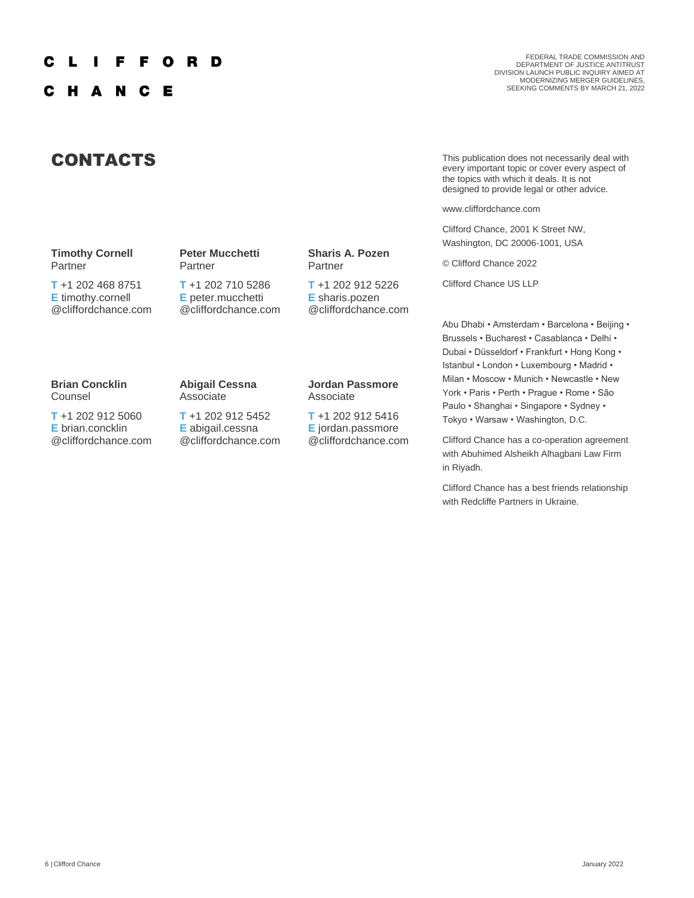## CONTACTS

**Timothy Cornell**
Partner

**T** +1 202 468 8751
**E** timothy.cornell@cliffordchance.com

**Peter Mucchetti**
Partner

**T** +1 202 710 5286
**E** peter.mucchetti@cliffordchance.com

**Sharis A. Pozen**
Partner

**T** +1 202 912 5226
**E** sharis.pozen@cliffordchance.com

**Brian Concklin**
Counsel

**T** +1 202 912 5060
**E** brian.concklin@cliffordchance.com

**Abigail Cessna**
Associate

**T** +1 202 912 5452
**E** abigail.cessna@cliffordchance.com

**Jordan Passmore**
Associate

**T** +1 202 912 5416
**E** jordan.passmore@cliffordchance.com

This publication does not necessarily deal with every important topic or cover every aspect of the topics with which it deals. It is not designed to provide legal or other advice.

www.cliffordchance.com

Clifford Chance, 2001 K Street NW, Washington, DC 20006-1001, USA

© Clifford Chance 2022

Clifford Chance US LLP

Abu Dhabi • Amsterdam • Barcelona • Beijing • Brussels • Bucharest • Casablanca • Delhi • Dubai • Düsseldorf • Frankfurt • Hong Kong • Istanbul • London • Luxembourg • Madrid • Milan • Moscow • Munich • Newcastle • New York • Paris • Perth • Prague • Rome • São Paulo • Shanghai • Singapore • Sydney • Tokyo • Warsaw • Washington, D.C.

Clifford Chance has a co-operation agreement with Abuhimed Alsheikh Alhagbani Law Firm in Riyadh.

Clifford Chance has a best friends relationship with Redcliffe Partners in Ukraine.